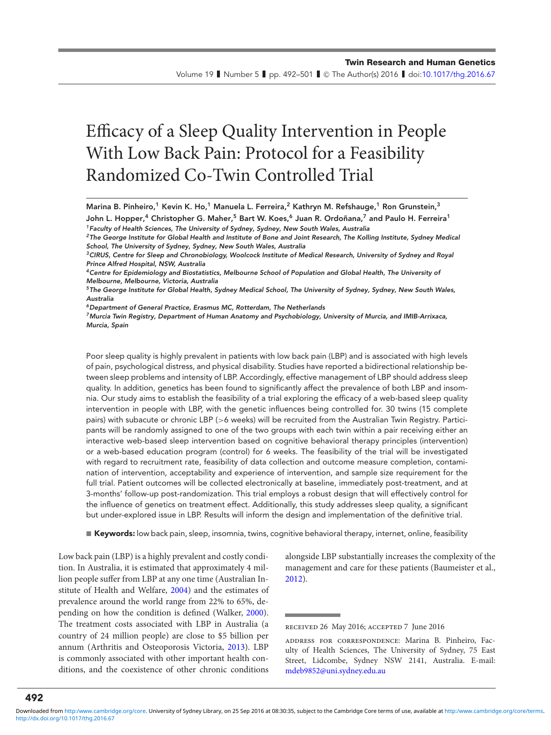# Efficacy of a Sleep Quality Intervention in People With Low Back Pain: Protocol for a Feasibility Randomized Co-Twin Controlled Trial

**Marina B. Pinheiro,[1] Kevin K. Ho,[1] Manuela L. Ferreira,[2] Kathryn M. Refshauge,[1] Ron Grunstein,[3] John L. Hopper,[4] Christopher G. Maher,[5] Bart W. Koes,[6] Juan R. Ordoñana,[7] and Paulo H. Ferreira[1]**

*[1]Faculty of Health Sciences, The University of Sydney, Sydney, New South Wales, Australia*

*[2]The George Institute for Global Health and Institute of Bone and Joint Research, The Kolling Institute, Sydney Medical School, The University of Sydney, Sydney, New South Wales, Australia*

*[3]CIRUS, Centre for Sleep and Chronobiology, Woolcock Institute of Medical Research, University of Sydney and Royal Prince Alfred Hospital, NSW, Australia*

*[4]Centre for Epidemiology and Biostatistics, Melbourne School of Population and Global Health, The University of Melbourne, Melbourne, Victoria, Australia*

*[5]The George Institute for Global Health, Sydney Medical School, The University of Sydney, Sydney, New South Wales, Australia*

*[6]Department of General Practice, Erasmus MC, Rotterdam, The Netherlands*

*[7]Murcia Twin Registry, Department of Human Anatomy and Psychobiology, University of Murcia, and IMIB-Arrixaca, Murcia, Spain*

Poor sleep quality is highly prevalent in patients with low back pain (LBP) and is associated with high levels of pain, psychological distress, and physical disability. Studies have reported a bidirectional relationship between sleep problems and intensity of LBP. Accordingly, effective management of LBP should address sleep quality. In addition, genetics has been found to significantly affect the prevalence of both LBP and insomnia. Our study aims to establish the feasibility of a trial exploring the efficacy of a web-based sleep quality intervention in people with LBP, with the genetic influences being controlled for. 30 twins (15 complete pairs) with subacute or chronic LBP (>6 weeks) will be recruited from the Australian Twin Registry. Participants will be randomly assigned to one of the two groups with each twin within a pair receiving either an interactive web-based sleep intervention based on cognitive behavioral therapy principles (intervention) or a web-based education program (control) for 6 weeks. The feasibility of the trial will be investigated with regard to recruitment rate, feasibility of data collection and outcome measure completion, contamination of intervention, acceptability and experience of intervention, and sample size requirement for the full trial. Patient outcomes will be collected electronically at baseline, immediately post-treatment, and at 3-months' follow-up post-randomization. This trial employs a robust design that will effectively control for the influence of genetics on treatment effect. Additionally, this study addresses sleep quality, a significant but under-explored issue in LBP. Results will inform the design and implementation of the definitive trial.

**Keywords:** low back pain, sleep, insomnia, twins, cognitive behavioral therapy, internet, online, feasibility

Low back pain (LBP) is a highly prevalent and costly condition. In Australia, it is estimated that approximately 4 million people suffer from LBP at any one time (Australian Institute of Health and Welfare, 2004) and the estimates of prevalence around the world range from 22% to 65%, depending on how the condition is defined (Walker, 2000). The treatment costs associated with LBP in Australia (a country of 24 million people) are close to \$5 billion per annum (Arthritis and Osteoporosis Victoria, 2013). LBP is commonly associated with other important health conditions, and the coexistence of other chronic conditions alongside LBP substantially increases the complexity of the management and care for these patients (Baumeister et al., 2012).

RECEIVED 26 May 2016; ACCEPTED 7 June 2016

ADDRESS FOR CORRESPONDENCE: Marina B. Pinheiro, Faculty of Health Sciences, The University of Sydney, 75 East Street, Lidcombe, Sydney NSW 2141, Australia. E-mail: mdeb9852@uni.sydney.edu.au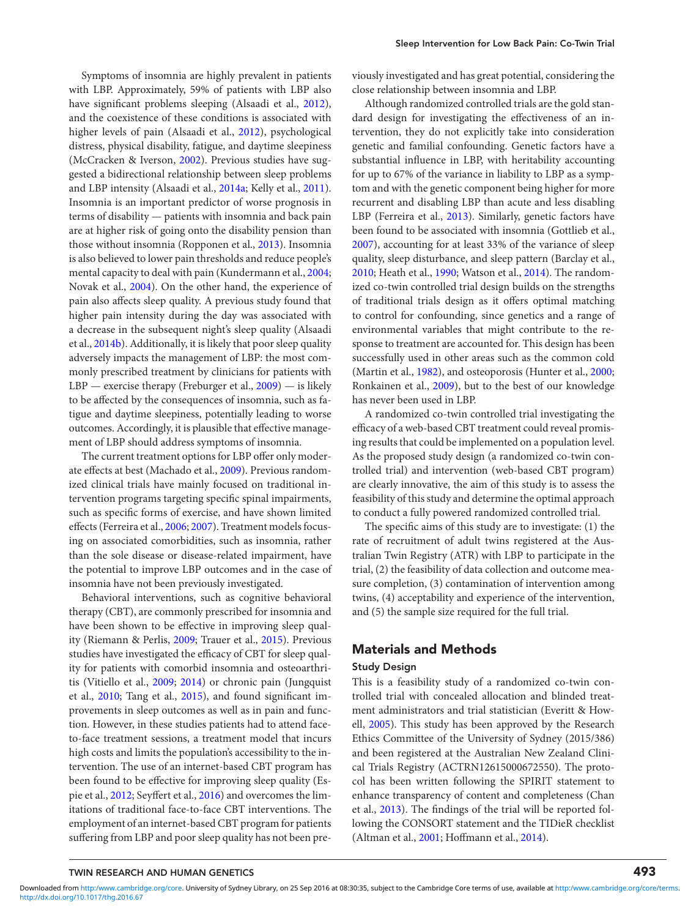Symptoms of insomnia are highly prevalent in patients with LBP. Approximately, 59% of patients with LBP also have significant problems sleeping (Alsaadi et al., 2012), and the coexistence of these conditions is associated with higher levels of pain (Alsaadi et al., 2012), psychological distress, physical disability, fatigue, and daytime sleepiness (McCracken & Iverson, 2002). Previous studies have suggested a bidirectional relationship between sleep problems and LBP intensity (Alsaadi et al., 2014a; Kelly et al., 2011). Insomnia is an important predictor of worse prognosis in terms of disability — patients with insomnia and back pain are at higher risk of going onto the disability pension than those without insomnia (Ropponen et al., 2013). Insomnia is also believed to lower pain thresholds and reduce people's mental capacity to deal with pain (Kundermann et al., 2004; Novak et al., 2004). On the other hand, the experience of pain also affects sleep quality. A previous study found that higher pain intensity during the day was associated with a decrease in the subsequent night's sleep quality (Alsaadi et al., 2014b). Additionally, it is likely that poor sleep quality adversely impacts the management of LBP: the most commonly prescribed treatment by clinicians for patients with LBP — exercise therapy (Freburger et al., 2009) — is likely to be affected by the consequences of insomnia, such as fatigue and daytime sleepiness, potentially leading to worse outcomes. Accordingly, it is plausible that effective management of LBP should address symptoms of insomnia.

The current treatment options for LBP offer only moderate effects at best (Machado et al., 2009). Previous randomized clinical trials have mainly focused on traditional intervention programs targeting specific spinal impairments, such as specific forms of exercise, and have shown limited effects (Ferreira et al., 2006; 2007). Treatment models focusing on associated comorbidities, such as insomnia, rather than the sole disease or disease-related impairment, have the potential to improve LBP outcomes and in the case of insomnia have not been previously investigated.

Behavioral interventions, such as cognitive behavioral therapy (CBT), are commonly prescribed for insomnia and have been shown to be effective in improving sleep quality (Riemann & Perlis, 2009; Trauer et al., 2015). Previous studies have investigated the efficacy of CBT for sleep quality for patients with comorbid insomnia and osteoarthritis (Vitiello et al., 2009; 2014) or chronic pain (Jungquist et al., 2010; Tang et al., 2015), and found significant improvements in sleep outcomes as well as in pain and function. However, in these studies patients had to attend face-to-face treatment sessions, a treatment model that incurs high costs and limits the population's accessibility to the intervention. The use of an internet-based CBT program has been found to be effective for improving sleep quality (Espie et al., 2012; Seyffert et al., 2016) and overcomes the limitations of traditional face-to-face CBT interventions. The employment of an internet-based CBT program for patients suffering from LBP and poor sleep quality has not been previously investigated and has great potential, considering the close relationship between insomnia and LBP.

Although randomized controlled trials are the gold standard design for investigating the effectiveness of an intervention, they do not explicitly take into consideration genetic and familial confounding. Genetic factors have a substantial influence in LBP, with heritability accounting for up to 67% of the variance in liability to LBP as a symptom and with the genetic component being higher for more recurrent and disabling LBP than acute and less disabling LBP (Ferreira et al., 2013). Similarly, genetic factors have been found to be associated with insomnia (Gottlieb et al., 2007), accounting for at least 33% of the variance of sleep quality, sleep disturbance, and sleep pattern (Barclay et al., 2010; Heath et al., 1990; Watson et al., 2014). The randomized co-twin controlled trial design builds on the strengths of traditional trials design as it offers optimal matching to control for confounding, since genetics and a range of environmental variables that might contribute to the response to treatment are accounted for. This design has been successfully used in other areas such as the common cold (Martin et al., 1982), and osteoporosis (Hunter et al., 2000; Ronkainen et al., 2009), but to the best of our knowledge has never been used in LBP.

A randomized co-twin controlled trial investigating the efficacy of a web-based CBT treatment could reveal promising results that could be implemented on a population level. As the proposed study design (a randomized co-twin controlled trial) and intervention (web-based CBT program) are clearly innovative, the aim of this study is to assess the feasibility of this study and determine the optimal approach to conduct a fully powered randomized controlled trial.

The specific aims of this study are to investigate: (1) the rate of recruitment of adult twins registered at the Australian Twin Registry (ATR) with LBP to participate in the trial, (2) the feasibility of data collection and outcome measure completion, (3) contamination of intervention among twins, (4) acceptability and experience of the intervention, and (5) the sample size required for the full trial.

## Materials and Methods

### Study Design

This is a feasibility study of a randomized co-twin controlled trial with concealed allocation and blinded treatment administrators and trial statistician (Everitt & Howell, 2005). This study has been approved by the Research Ethics Committee of the University of Sydney (2015/386) and been registered at the Australian New Zealand Clinical Trials Registry (ACTRN12615000672550). The protocol has been written following the SPIRIT statement to enhance transparency of content and completeness (Chan et al., 2013). The findings of the trial will be reported following the CONSORT statement and the TIDieR checklist (Altman et al., 2001; Hoffmann et al., 2014).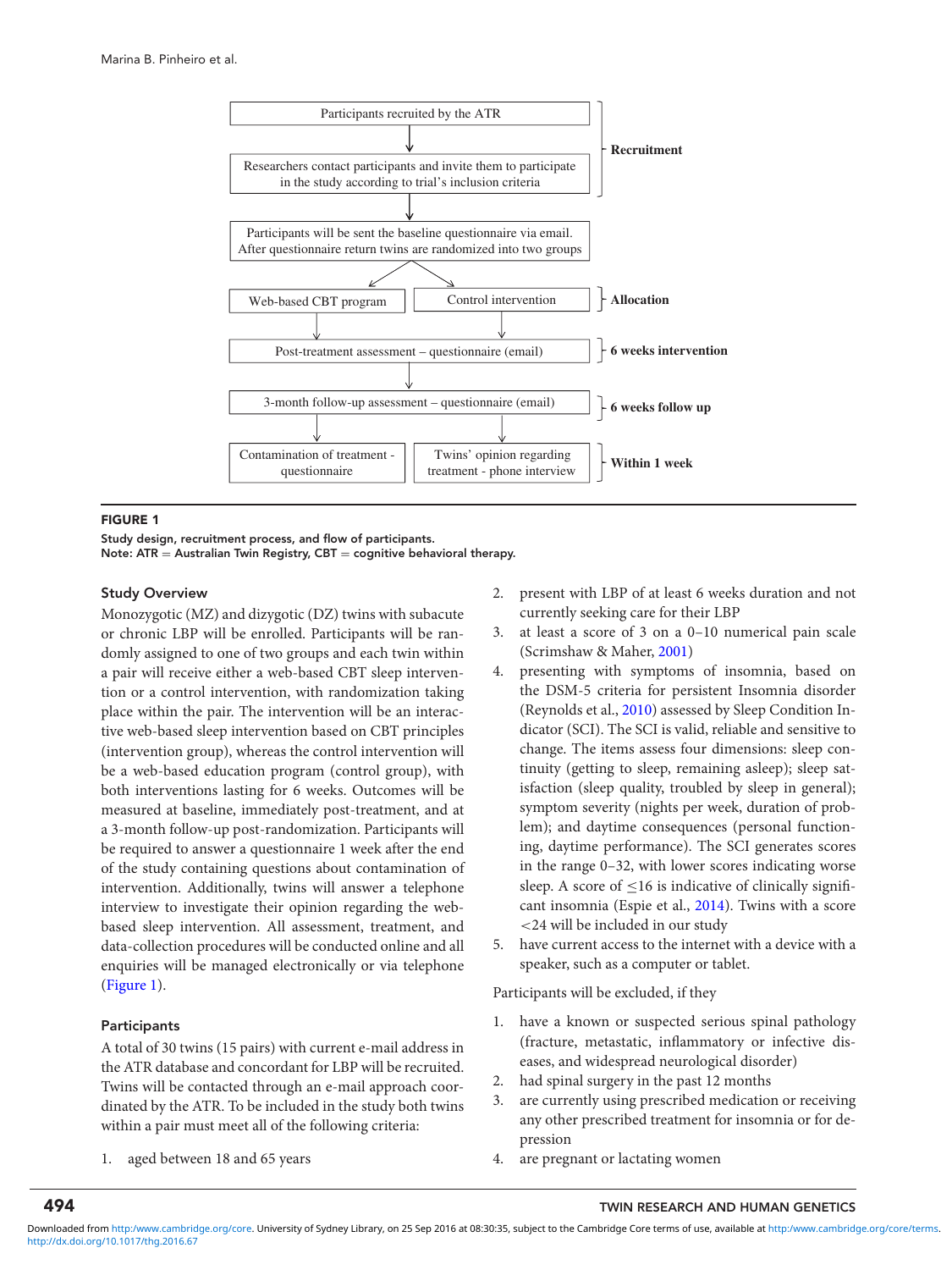Participants recruited by the ATR

Researchers contact participants and invite them to participate in the study according to trial's inclusion criteria

**Recruitment**

Participants will be sent the baseline questionnaire via email. After questionnaire return twins are randomized into two groups

Web-based CBT program | Control intervention — **Allocation**

Post-treatment assessment – questionnaire (email) — **6 weeks intervention**

3-month follow-up assessment – questionnaire (email) — **6 weeks follow up**

Contamination of treatment - questionnaire | Twins' opinion regarding treatment - phone interview — **Within 1 week**

**FIGURE 1**

**Study design, recruitment process, and flow of participants.**
**Note: ATR = Australian Twin Registry, CBT = cognitive behavioral therapy.**

### Study Overview

Monozygotic (MZ) and dizygotic (DZ) twins with subacute or chronic LBP will be enrolled. Participants will be randomly assigned to one of two groups and each twin within a pair will receive either a web-based CBT sleep intervention or a control intervention, with randomization taking place within the pair. The intervention will be an interactive web-based sleep intervention based on CBT principles (intervention group), whereas the control intervention will be a web-based education program (control group), with both interventions lasting for 6 weeks. Outcomes will be measured at baseline, immediately post-treatment, and at a 3-month follow-up post-randomization. Participants will be required to answer a questionnaire 1 week after the end of the study containing questions about contamination of intervention. Additionally, twins will answer a telephone interview to investigate their opinion regarding the web-based sleep intervention. All assessment, treatment, and data-collection procedures will be conducted online and all enquiries will be managed electronically or via telephone (Figure 1).

### Participants

A total of 30 twins (15 pairs) with current e-mail address in the ATR database and concordant for LBP will be recruited. Twins will be contacted through an e-mail approach coordinated by the ATR. To be included in the study both twins within a pair must meet all of the following criteria:

1. aged between 18 and 65 years
2. present with LBP of at least 6 weeks duration and not currently seeking care for their LBP
3. at least a score of 3 on a 0–10 numerical pain scale (Scrimshaw & Maher, 2001)
4. presenting with symptoms of insomnia, based on the DSM-5 criteria for persistent Insomnia disorder (Reynolds et al., 2010) assessed by Sleep Condition Indicator (SCI). The SCI is valid, reliable and sensitive to change. The items assess four dimensions: sleep continuity (getting to sleep, remaining asleep); sleep satisfaction (sleep quality, troubled by sleep in general); symptom severity (nights per week, duration of problem); and daytime consequences (personal functioning, daytime performance). The SCI generates scores in the range 0–32, with lower scores indicating worse sleep. A score of ≤16 is indicative of clinically significant insomnia (Espie et al., 2014). Twins with a score <24 will be included in our study
5. have current access to the internet with a device with a speaker, such as a computer or tablet.

Participants will be excluded, if they

1. have a known or suspected serious spinal pathology (fracture, metastatic, inflammatory or infective diseases, and widespread neurological disorder)
2. had spinal surgery in the past 12 months
3. are currently using prescribed medication or receiving any other prescribed treatment for insomnia or for depression
4. are pregnant or lactating women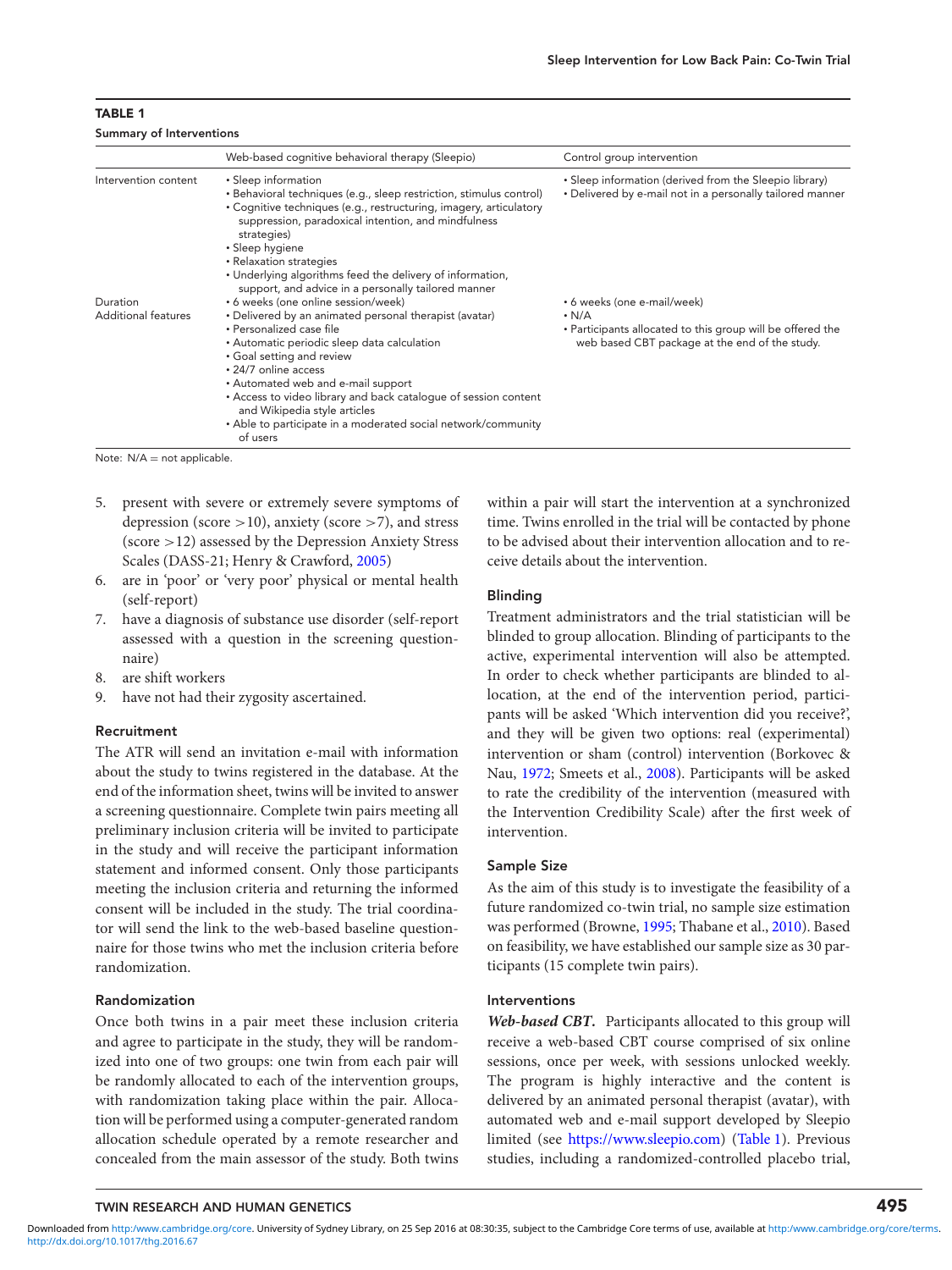**TABLE 1**

**Summary of Interventions**

| | Web-based cognitive behavioral therapy (Sleepio) | Control group intervention |
|---|---|---|
| Intervention content | • Sleep information<br>• Behavioral techniques (e.g., sleep restriction, stimulus control)<br>• Cognitive techniques (e.g., restructuring, imagery, articulatory suppression, paradoxical intention, and mindfulness strategies)<br>• Sleep hygiene<br>• Relaxation strategies<br>• Underlying algorithms feed the delivery of information, support, and advice in a personally tailored manner | • Sleep information (derived from the Sleepio library)<br>• Delivered by e-mail not in a personally tailored manner |
| Duration | • 6 weeks (one online session/week) | • 6 weeks (one e-mail/week) |
| Additional features | • Delivered by an animated personal therapist (avatar)<br>• Personalized case file<br>• Automatic periodic sleep data calculation<br>• Goal setting and review<br>• 24/7 online access<br>• Automated web and e-mail support<br>• Access to video library and back catalogue of session content and Wikipedia style articles<br>• Able to participate in a moderated social network/community of users | • N/A<br>• Participants allocated to this group will be offered the web based CBT package at the end of the study. |

Note: N/A = not applicable.

5. present with severe or extremely severe symptoms of depression (score >10), anxiety (score >7), and stress (score >12) assessed by the Depression Anxiety Stress Scales (DASS-21; Henry & Crawford, 2005)
6. are in 'poor' or 'very poor' physical or mental health (self-report)
7. have a diagnosis of substance use disorder (self-report assessed with a question in the screening questionnaire)
8. are shift workers
9. have not had their zygosity ascertained.

### Recruitment

The ATR will send an invitation e-mail with information about the study to twins registered in the database. At the end of the information sheet, twins will be invited to answer a screening questionnaire. Complete twin pairs meeting all preliminary inclusion criteria will be invited to participate in the study and will receive the participant information statement and informed consent. Only those participants meeting the inclusion criteria and returning the informed consent will be included in the study. The trial coordinator will send the link to the web-based baseline questionnaire for those twins who met the inclusion criteria before randomization.

### Randomization

Once both twins in a pair meet these inclusion criteria and agree to participate in the study, they will be randomized into one of two groups: one twin from each pair will be randomly allocated to each of the intervention groups, with randomization taking place within the pair. Allocation will be performed using a computer-generated random allocation schedule operated by a remote researcher and concealed from the main assessor of the study. Both twins within a pair will start the intervention at a synchronized time. Twins enrolled in the trial will be contacted by phone to be advised about their intervention allocation and to receive details about the intervention.

### Blinding

Treatment administrators and the trial statistician will be blinded to group allocation. Blinding of participants to the active, experimental intervention will also be attempted. In order to check whether participants are blinded to allocation, at the end of the intervention period, participants will be asked 'Which intervention did you receive?', and they will be given two options: real (experimental) intervention or sham (control) intervention (Borkovec & Nau, 1972; Smeets et al., 2008). Participants will be asked to rate the credibility of the intervention (measured with the Intervention Credibility Scale) after the first week of intervention.

### Sample Size

As the aim of this study is to investigate the feasibility of a future randomized co-twin trial, no sample size estimation was performed (Browne, 1995; Thabane et al., 2010). Based on feasibility, we have established our sample size as 30 participants (15 complete twin pairs).

### Interventions

***Web-based CBT.*** Participants allocated to this group will receive a web-based CBT course comprised of six online sessions, once per week, with sessions unlocked weekly. The program is highly interactive and the content is delivered by an animated personal therapist (avatar), with automated web and e-mail support developed by Sleepio limited (see https://www.sleepio.com) (Table 1). Previous studies, including a randomized-controlled placebo trial,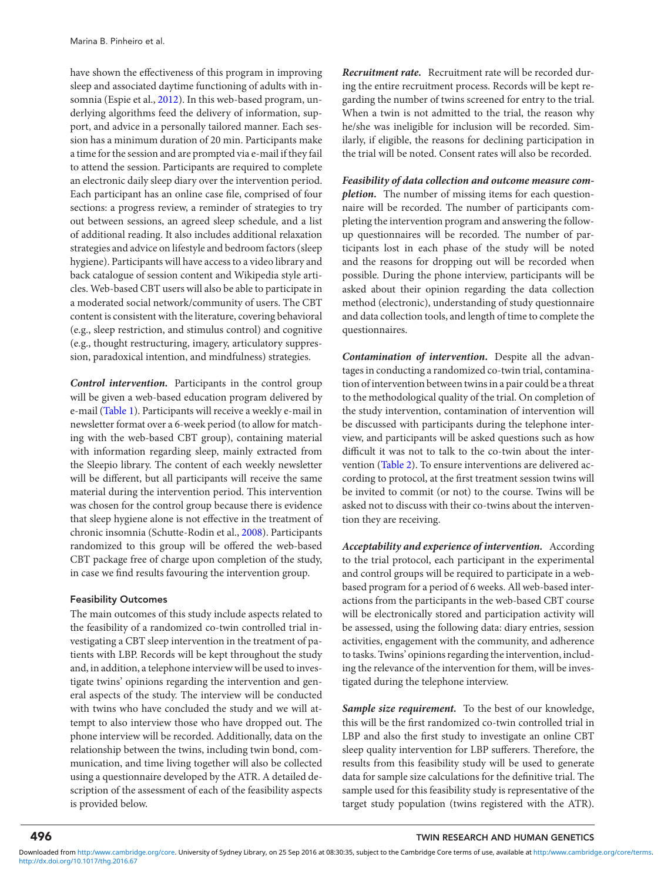have shown the effectiveness of this program in improving sleep and associated daytime functioning of adults with insomnia (Espie et al., 2012). In this web-based program, underlying algorithms feed the delivery of information, support, and advice in a personally tailored manner. Each session has a minimum duration of 20 min. Participants make a time for the session and are prompted via e-mail if they fail to attend the session. Participants are required to complete an electronic daily sleep diary over the intervention period. Each participant has an online case file, comprised of four sections: a progress review, a reminder of strategies to try out between sessions, an agreed sleep schedule, and a list of additional reading. It also includes additional relaxation strategies and advice on lifestyle and bedroom factors (sleep hygiene). Participants will have access to a video library and back catalogue of session content and Wikipedia style articles. Web-based CBT users will also be able to participate in a moderated social network/community of users. The CBT content is consistent with the literature, covering behavioral (e.g., sleep restriction, and stimulus control) and cognitive (e.g., thought restructuring, imagery, articulatory suppression, paradoxical intention, and mindfulness) strategies.

***Control intervention.*** Participants in the control group will be given a web-based education program delivered by e-mail (Table 1). Participants will receive a weekly e-mail in newsletter format over a 6-week period (to allow for matching with the web-based CBT group), containing material with information regarding sleep, mainly extracted from the Sleepio library. The content of each weekly newsletter will be different, but all participants will receive the same material during the intervention period. This intervention was chosen for the control group because there is evidence that sleep hygiene alone is not effective in the treatment of chronic insomnia (Schutte-Rodin et al., 2008). Participants randomized to this group will be offered the web-based CBT package free of charge upon completion of the study, in case we find results favouring the intervention group.

### Feasibility Outcomes

The main outcomes of this study include aspects related to the feasibility of a randomized co-twin controlled trial investigating a CBT sleep intervention in the treatment of patients with LBP. Records will be kept throughout the study and, in addition, a telephone interview will be used to investigate twins' opinions regarding the intervention and general aspects of the study. The interview will be conducted with twins who have concluded the study and we will attempt to also interview those who have dropped out. The phone interview will be recorded. Additionally, data on the relationship between the twins, including twin bond, communication, and time living together will also be collected using a questionnaire developed by the ATR. A detailed description of the assessment of each of the feasibility aspects is provided below.

***Recruitment rate.*** Recruitment rate will be recorded during the entire recruitment process. Records will be kept regarding the number of twins screened for entry to the trial. When a twin is not admitted to the trial, the reason why he/she was ineligible for inclusion will be recorded. Similarly, if eligible, the reasons for declining participation in the trial will be noted. Consent rates will also be recorded.

***Feasibility of data collection and outcome measure completion.*** The number of missing items for each questionnaire will be recorded. The number of participants completing the intervention program and answering the follow-up questionnaires will be recorded. The number of participants lost in each phase of the study will be noted and the reasons for dropping out will be recorded when possible. During the phone interview, participants will be asked about their opinion regarding the data collection method (electronic), understanding of study questionnaire and data collection tools, and length of time to complete the questionnaires.

***Contamination of intervention.*** Despite all the advantages in conducting a randomized co-twin trial, contamination of intervention between twins in a pair could be a threat to the methodological quality of the trial. On completion of the study intervention, contamination of intervention will be discussed with participants during the telephone interview, and participants will be asked questions such as how difficult it was not to talk to the co-twin about the intervention (Table 2). To ensure interventions are delivered according to protocol, at the first treatment session twins will be invited to commit (or not) to the course. Twins will be asked not to discuss with their co-twins about the intervention they are receiving.

***Acceptability and experience of intervention.*** According to the trial protocol, each participant in the experimental and control groups will be required to participate in a web-based program for a period of 6 weeks. All web-based interactions from the participants in the web-based CBT course will be electronically stored and participation activity will be assessed, using the following data: diary entries, session activities, engagement with the community, and adherence to tasks. Twins' opinions regarding the intervention, including the relevance of the intervention for them, will be investigated during the telephone interview.

***Sample size requirement.*** To the best of our knowledge, this will be the first randomized co-twin controlled trial in LBP and also the first study to investigate an online CBT sleep quality intervention for LBP sufferers. Therefore, the results from this feasibility study will be used to generate data for sample size calculations for the definitive trial. The sample used for this feasibility study is representative of the target study population (twins registered with the ATR).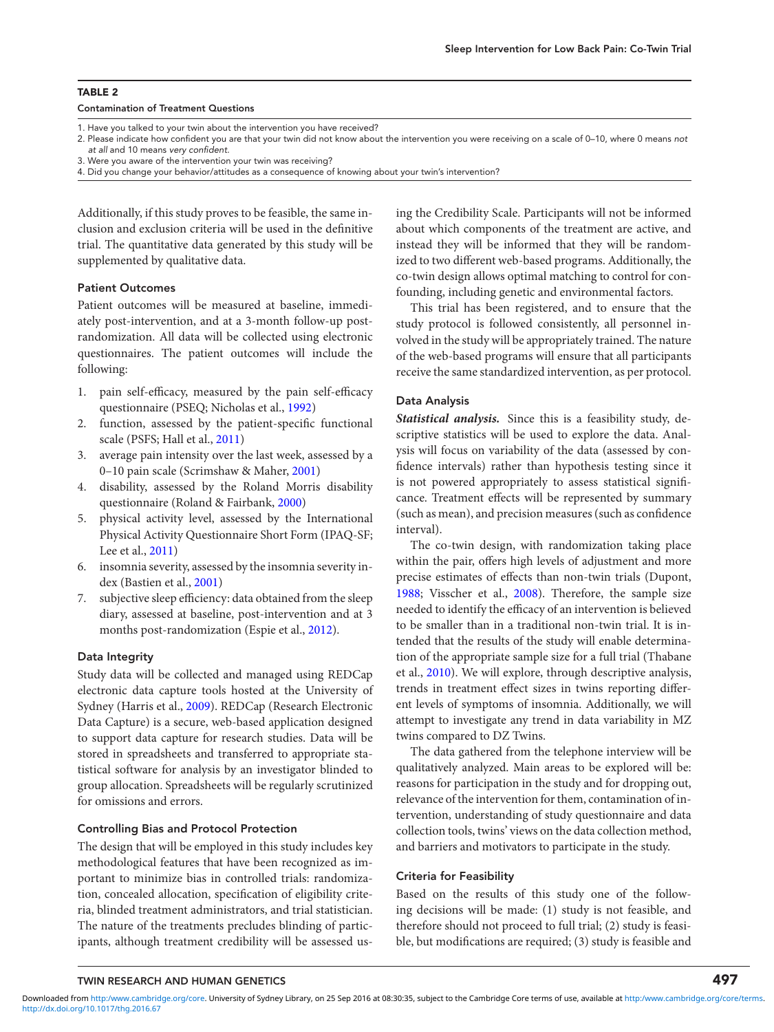**TABLE 2**

**Contamination of Treatment Questions**

| |
|---|
| 1. Have you talked to your twin about the intervention you have received? |
| 2. Please indicate how confident you are that your twin did not know about the intervention you were receiving on a scale of 0–10, where 0 means *not at all* and 10 means *very confident.* |
| 3. Were you aware of the intervention your twin was receiving? |
| 4. Did you change your behavior/attitudes as a consequence of knowing about your twin's intervention? |

Additionally, if this study proves to be feasible, the same inclusion and exclusion criteria will be used in the definitive trial. The quantitative data generated by this study will be supplemented by qualitative data.

### Patient Outcomes

Patient outcomes will be measured at baseline, immediately post-intervention, and at a 3-month follow-up post-randomization. All data will be collected using electronic questionnaires. The patient outcomes will include the following:

1. pain self-efficacy, measured by the pain self-efficacy questionnaire (PSEQ; Nicholas et al., 1992)
2. function, assessed by the patient-specific functional scale (PSFS; Hall et al., 2011)
3. average pain intensity over the last week, assessed by a 0–10 pain scale (Scrimshaw & Maher, 2001)
4. disability, assessed by the Roland Morris disability questionnaire (Roland & Fairbank, 2000)
5. physical activity level, assessed by the International Physical Activity Questionnaire Short Form (IPAQ-SF; Lee et al., 2011)
6. insomnia severity, assessed by the insomnia severity index (Bastien et al., 2001)
7. subjective sleep efficiency: data obtained from the sleep diary, assessed at baseline, post-intervention and at 3 months post-randomization (Espie et al., 2012).

### Data Integrity

Study data will be collected and managed using REDCap electronic data capture tools hosted at the University of Sydney (Harris et al., 2009). REDCap (Research Electronic Data Capture) is a secure, web-based application designed to support data capture for research studies. Data will be stored in spreadsheets and transferred to appropriate statistical software for analysis by an investigator blinded to group allocation. Spreadsheets will be regularly scrutinized for omissions and errors.

### Controlling Bias and Protocol Protection

The design that will be employed in this study includes key methodological features that have been recognized as important to minimize bias in controlled trials: randomization, concealed allocation, specification of eligibility criteria, blinded treatment administrators, and trial statistician. The nature of the treatments precludes blinding of participants, although treatment credibility will be assessed using the Credibility Scale. Participants will not be informed about which components of the treatment are active, and instead they will be informed that they will be randomized to two different web-based programs. Additionally, the co-twin design allows optimal matching to control for confounding, including genetic and environmental factors.

This trial has been registered, and to ensure that the study protocol is followed consistently, all personnel involved in the study will be appropriately trained. The nature of the web-based programs will ensure that all participants receive the same standardized intervention, as per protocol.

### Data Analysis

***Statistical analysis.*** Since this is a feasibility study, descriptive statistics will be used to explore the data. Analysis will focus on variability of the data (assessed by confidence intervals) rather than hypothesis testing since it is not powered appropriately to assess statistical significance. Treatment effects will be represented by summary (such as mean), and precision measures (such as confidence interval).

The co-twin design, with randomization taking place within the pair, offers high levels of adjustment and more precise estimates of effects than non-twin trials (Dupont, 1988; Visscher et al., 2008). Therefore, the sample size needed to identify the efficacy of an intervention is believed to be smaller than in a traditional non-twin trial. It is intended that the results of the study will enable determination of the appropriate sample size for a full trial (Thabane et al., 2010). We will explore, through descriptive analysis, trends in treatment effect sizes in twins reporting different levels of symptoms of insomnia. Additionally, we will attempt to investigate any trend in data variability in MZ twins compared to DZ Twins.

The data gathered from the telephone interview will be qualitatively analyzed. Main areas to be explored will be: reasons for participation in the study and for dropping out, relevance of the intervention for them, contamination of intervention, understanding of study questionnaire and data collection tools, twins' views on the data collection method, and barriers and motivators to participate in the study.

### Criteria for Feasibility

Based on the results of this study one of the following decisions will be made: (1) study is not feasible, and therefore should not proceed to full trial; (2) study is feasible, but modifications are required; (3) study is feasible and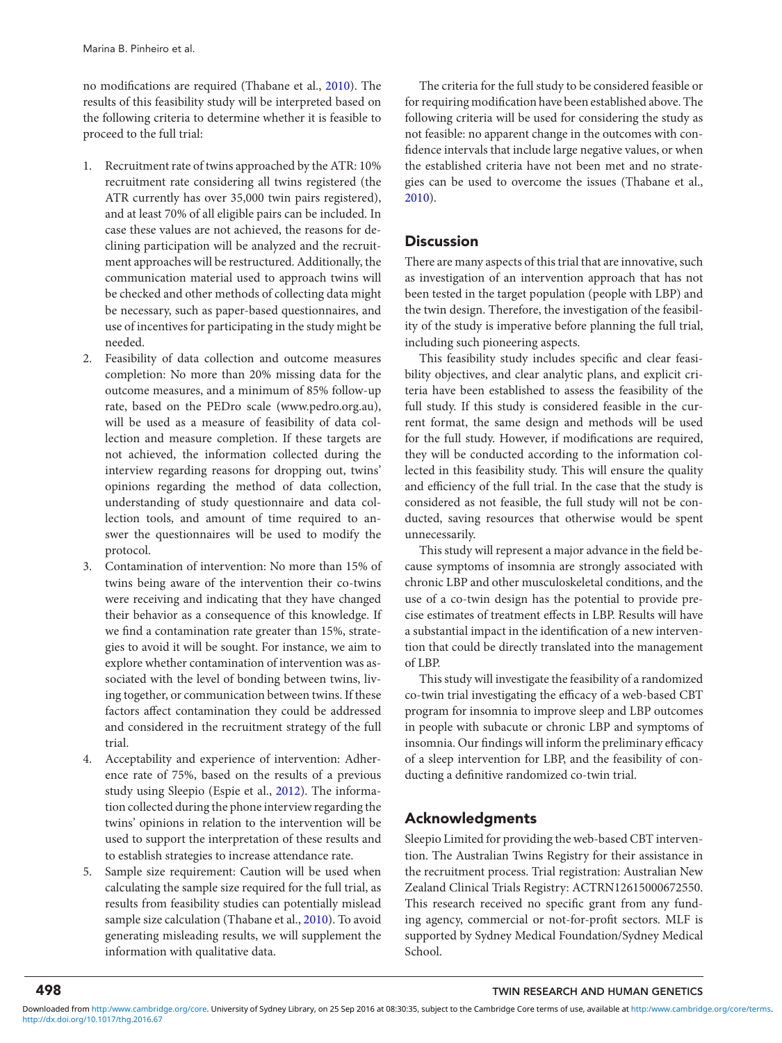no modifications are required (Thabane et al., 2010). The results of this feasibility study will be interpreted based on the following criteria to determine whether it is feasible to proceed to the full trial:

1. Recruitment rate of twins approached by the ATR: 10% recruitment rate considering all twins registered (the ATR currently has over 35,000 twin pairs registered), and at least 70% of all eligible pairs can be included. In case these values are not achieved, the reasons for declining participation will be analyzed and the recruitment approaches will be restructured. Additionally, the communication material used to approach twins will be checked and other methods of collecting data might be necessary, such as paper-based questionnaires, and use of incentives for participating in the study might be needed.
2. Feasibility of data collection and outcome measures completion: No more than 20% missing data for the outcome measures, and a minimum of 85% follow-up rate, based on the PEDro scale (www.pedro.org.au), will be used as a measure of feasibility of data collection and measure completion. If these targets are not achieved, the information collected during the interview regarding reasons for dropping out, twins' opinions regarding the method of data collection, understanding of study questionnaire and data collection tools, and amount of time required to answer the questionnaires will be used to modify the protocol.
3. Contamination of intervention: No more than 15% of twins being aware of the intervention their co-twins were receiving and indicating that they have changed their behavior as a consequence of this knowledge. If we find a contamination rate greater than 15%, strategies to avoid it will be sought. For instance, we aim to explore whether contamination of intervention was associated with the level of bonding between twins, living together, or communication between twins. If these factors affect contamination they could be addressed and considered in the recruitment strategy of the full trial.
4. Acceptability and experience of intervention: Adherence rate of 75%, based on the results of a previous study using Sleepio (Espie et al., 2012). The information collected during the phone interview regarding the twins' opinions in relation to the intervention will be used to support the interpretation of these results and to establish strategies to increase attendance rate.
5. Sample size requirement: Caution will be used when calculating the sample size required for the full trial, as results from feasibility studies can potentially mislead sample size calculation (Thabane et al., 2010). To avoid generating misleading results, we will supplement the information with qualitative data.

The criteria for the full study to be considered feasible or for requiring modification have been established above. The following criteria will be used for considering the study as not feasible: no apparent change in the outcomes with confidence intervals that include large negative values, or when the established criteria have not been met and no strategies can be used to overcome the issues (Thabane et al., 2010).

## Discussion

There are many aspects of this trial that are innovative, such as investigation of an intervention approach that has not been tested in the target population (people with LBP) and the twin design. Therefore, the investigation of the feasibility of the study is imperative before planning the full trial, including such pioneering aspects.

This feasibility study includes specific and clear feasibility objectives, and clear analytic plans, and explicit criteria have been established to assess the feasibility of the full study. If this study is considered feasible in the current format, the same design and methods will be used for the full study. However, if modifications are required, they will be conducted according to the information collected in this feasibility study. This will ensure the quality and efficiency of the full trial. In the case that the study is considered as not feasible, the full study will not be conducted, saving resources that otherwise would be spent unnecessarily.

This study will represent a major advance in the field because symptoms of insomnia are strongly associated with chronic LBP and other musculoskeletal conditions, and the use of a co-twin design has the potential to provide precise estimates of treatment effects in LBP. Results will have a substantial impact in the identification of a new intervention that could be directly translated into the management of LBP.

This study will investigate the feasibility of a randomized co-twin trial investigating the efficacy of a web-based CBT program for insomnia to improve sleep and LBP outcomes in people with subacute or chronic LBP and symptoms of insomnia. Our findings will inform the preliminary efficacy of a sleep intervention for LBP, and the feasibility of conducting a definitive randomized co-twin trial.

## Acknowledgments

Sleepio Limited for providing the web-based CBT intervention. The Australian Twins Registry for their assistance in the recruitment process. Trial registration: Australian New Zealand Clinical Trials Registry: ACTRN12615000672550. This research received no specific grant from any funding agency, commercial or not-for-profit sectors. MLF is supported by Sydney Medical Foundation/Sydney Medical School.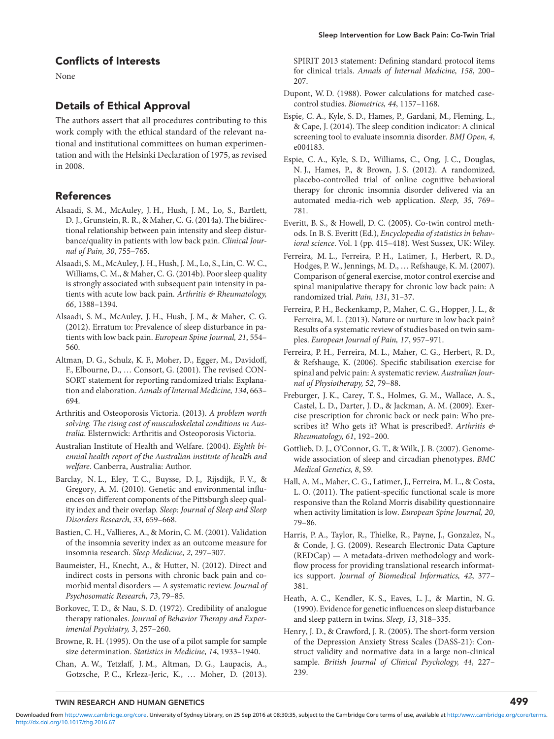## Conflicts of Interests

None

## Details of Ethical Approval

The authors assert that all procedures contributing to this work comply with the ethical standard of the relevant national and institutional committees on human experimentation and with the Helsinki Declaration of 1975, as revised in 2008.

## References

Alsaadi, S. M., McAuley, J. H., Hush, J. M., Lo, S., Bartlett, D. J., Grunstein, R. R., & Maher, C. G. (2014a). The bidirectional relationship between pain intensity and sleep disturbance/quality in patients with low back pain. *Clinical Journal of Pain, 30*, 755–765.

Alsaadi, S. M., McAuley, J. H., Hush, J. M., Lo, S., Lin, C. W. C., Williams, C. M., & Maher, C. G. (2014b). Poor sleep quality is strongly associated with subsequent pain intensity in patients with acute low back pain. *Arthritis & Rheumatology, 66*, 1388–1394.

Alsaadi, S. M., McAuley, J. H., Hush, J. M., & Maher, C. G. (2012). Erratum to: Prevalence of sleep disturbance in patients with low back pain. *European Spine Journal, 21*, 554–560.

Altman, D. G., Schulz, K. F., Moher, D., Egger, M., Davidoff, F., Elbourne, D., … Consort, G. (2001). The revised CONSORT statement for reporting randomized trials: Explanation and elaboration. *Annals of Internal Medicine, 134*, 663–694.

Arthritis and Osteoporosis Victoria. (2013). *A problem worth solving. The rising cost of musculoskeletal conditions in Australia*. Elsternwick: Arthritis and Osteoporosis Victoria.

Australian Institute of Health and Welfare. (2004). *Eighth biennial health report of the Australian institute of health and welfare*. Canberra, Australia: Author.

Barclay, N. L., Eley, T. C., Buysse, D. J., Rijsdijk, F. V., & Gregory, A. M. (2010). Genetic and environmental influences on different components of the Pittsburgh sleep quality index and their overlap. *Sleep: Journal of Sleep and Sleep Disorders Research, 33*, 659–668.

Bastien, C. H., Vallieres, A., & Morin, C. M. (2001). Validation of the insomnia severity index as an outcome measure for insomnia research. *Sleep Medicine, 2*, 297–307.

Baumeister, H., Knecht, A., & Hutter, N. (2012). Direct and indirect costs in persons with chronic back pain and comorbid mental disorders — A systematic review. *Journal of Psychosomatic Research, 73*, 79–85.

Borkovec, T. D., & Nau, S. D. (1972). Credibility of analogue therapy rationales. *Journal of Behavior Therapy and Experimental Psychiatry, 3*, 257–260.

Browne, R. H. (1995). On the use of a pilot sample for sample size determination. *Statistics in Medicine, 14*, 1933–1940.

Chan, A. W., Tetzlaff, J. M., Altman, D. G., Laupacis, A., Gotzsche, P. C., Krleza-Jeric, K., … Moher, D. (2013). SPIRIT 2013 statement: Defining standard protocol items for clinical trials. *Annals of Internal Medicine, 158*, 200–207.

Dupont, W. D. (1988). Power calculations for matched case-control studies. *Biometrics, 44*, 1157–1168.

Espie, C. A., Kyle, S. D., Hames, P., Gardani, M., Fleming, L., & Cape, J. (2014). The sleep condition indicator: A clinical screening tool to evaluate insomnia disorder. *BMJ Open, 4*, e004183.

Espie, C. A., Kyle, S. D., Williams, C., Ong, J. C., Douglas, N. J., Hames, P., & Brown, J. S. (2012). A randomized, placebo-controlled trial of online cognitive behavioral therapy for chronic insomnia disorder delivered via an automated media-rich web application. *Sleep, 35*, 769–781.

Everitt, B. S., & Howell, D. C. (2005). Co-twin control methods. In B. S. Everitt (Ed.), *Encyclopedia of statistics in behavioral science*. Vol. 1 (pp. 415–418). West Sussex, UK: Wiley.

Ferreira, M. L., Ferreira, P. H., Latimer, J., Herbert, R. D., Hodges, P. W., Jennings, M. D., … Refshauge, K. M. (2007). Comparison of general exercise, motor control exercise and spinal manipulative therapy for chronic low back pain: A randomized trial. *Pain, 131*, 31–37.

Ferreira, P. H., Beckenkamp, P., Maher, C. G., Hopper, J. L., & Ferreira, M. L. (2013). Nature or nurture in low back pain? Results of a systematic review of studies based on twin samples. *European Journal of Pain, 17*, 957–971.

Ferreira, P. H., Ferreira, M. L., Maher, C. G., Herbert, R. D., & Refshauge, K. (2006). Specific stabilisation exercise for spinal and pelvic pain: A systematic review. *Australian Journal of Physiotherapy, 52*, 79–88.

Freburger, J. K., Carey, T. S., Holmes, G. M., Wallace, A. S., Castel, L. D., Darter, J. D., & Jackman, A. M. (2009). Exercise prescription for chronic back or neck pain: Who prescribes it? Who gets it? What is prescribed?. *Arthritis & Rheumatology, 61*, 192–200.

Gottlieb, D. J., O'Connor, G. T., & Wilk, J. B. (2007). Genome-wide association of sleep and circadian phenotypes. *BMC Medical Genetics, 8*, S9.

Hall, A. M., Maher, C. G., Latimer, J., Ferreira, M. L., & Costa, L. O. (2011). The patient-specific functional scale is more responsive than the Roland Morris disability questionnaire when activity limitation is low. *European Spine Journal, 20*, 79–86.

Harris, P. A., Taylor, R., Thielke, R., Payne, J., Gonzalez, N., & Conde, J. G. (2009). Research Electronic Data Capture (REDCap) — A metadata-driven methodology and workflow process for providing translational research informatics support. *Journal of Biomedical Informatics, 42*, 377–381.

Heath, A. C., Kendler, K. S., Eaves, L. J., & Martin, N. G. (1990). Evidence for genetic influences on sleep disturbance and sleep pattern in twins. *Sleep, 13*, 318–335.

Henry, J. D., & Crawford, J. R. (2005). The short-form version of the Depression Anxiety Stress Scales (DASS-21): Construct validity and normative data in a large non-clinical sample. *British Journal of Clinical Psychology, 44*, 227–239.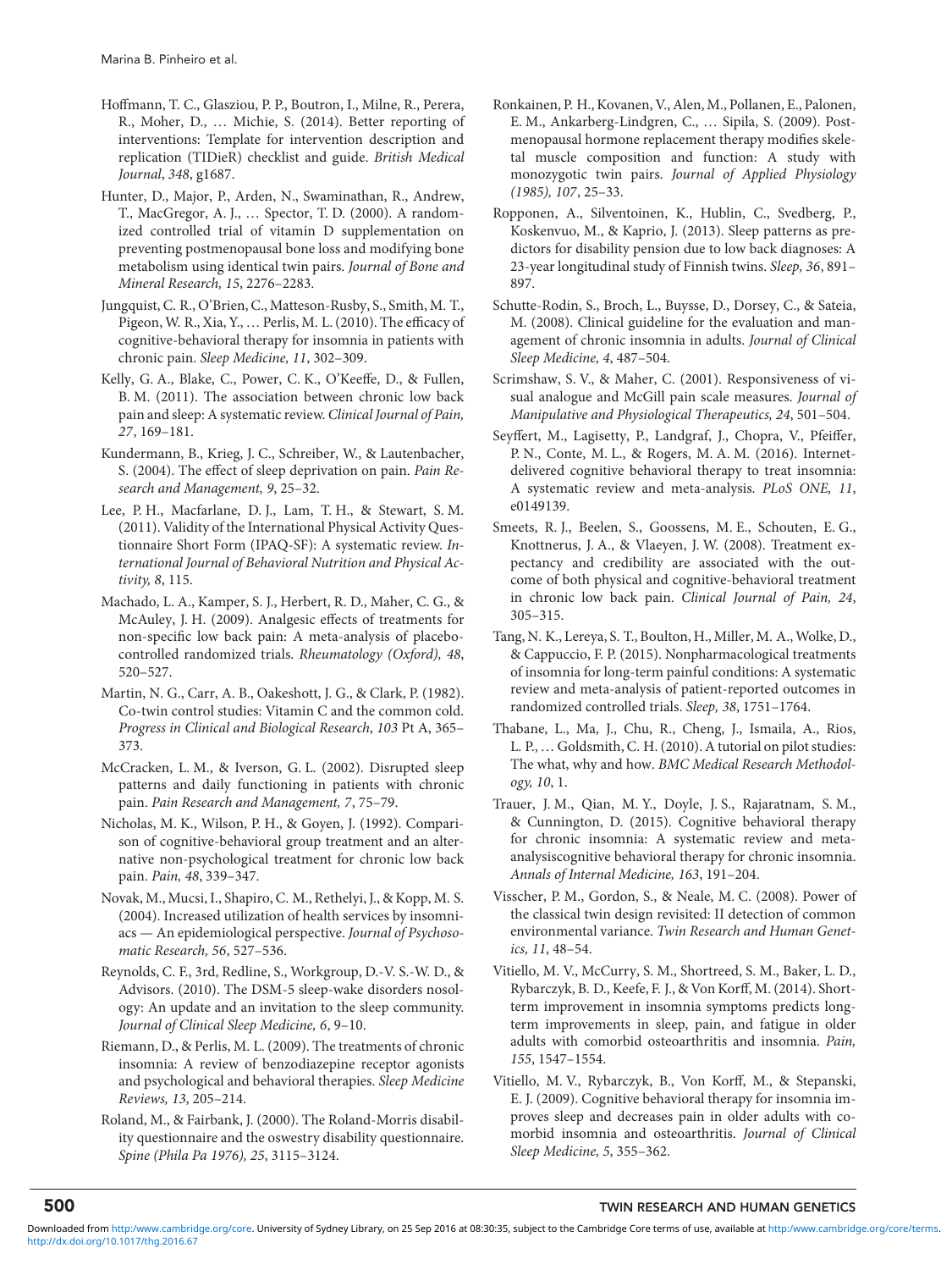Hoffmann, T. C., Glasziou, P. P., Boutron, I., Milne, R., Perera, R., Moher, D., … Michie, S. (2014). Better reporting of interventions: Template for intervention description and replication (TIDieR) checklist and guide. *British Medical Journal*, *348*, g1687.

Hunter, D., Major, P., Arden, N., Swaminathan, R., Andrew, T., MacGregor, A. J., … Spector, T. D. (2000). A randomized controlled trial of vitamin D supplementation on preventing postmenopausal bone loss and modifying bone metabolism using identical twin pairs. *Journal of Bone and Mineral Research, 15*, 2276–2283.

Jungquist, C. R., O'Brien, C., Matteson-Rusby, S., Smith, M. T., Pigeon, W. R., Xia, Y., … Perlis, M. L. (2010). The efficacy of cognitive-behavioral therapy for insomnia in patients with chronic pain. *Sleep Medicine, 11*, 302–309.

Kelly, G. A., Blake, C., Power, C. K., O'Keeffe, D., & Fullen, B. M. (2011). The association between chronic low back pain and sleep: A systematic review. *Clinical Journal of Pain, 27*, 169–181.

Kundermann, B., Krieg, J. C., Schreiber, W., & Lautenbacher, S. (2004). The effect of sleep deprivation on pain. *Pain Research and Management, 9*, 25–32.

Lee, P. H., Macfarlane, D. J., Lam, T. H., & Stewart, S. M. (2011). Validity of the International Physical Activity Questionnaire Short Form (IPAQ-SF): A systematic review. *International Journal of Behavioral Nutrition and Physical Activity, 8*, 115.

Machado, L. A., Kamper, S. J., Herbert, R. D., Maher, C. G., & McAuley, J. H. (2009). Analgesic effects of treatments for non-specific low back pain: A meta-analysis of placebo-controlled randomized trials. *Rheumatology (Oxford), 48*, 520–527.

Martin, N. G., Carr, A. B., Oakeshott, J. G., & Clark, P. (1982). Co-twin control studies: Vitamin C and the common cold. *Progress in Clinical and Biological Research*, *103* Pt A, 365–373.

McCracken, L. M., & Iverson, G. L. (2002). Disrupted sleep patterns and daily functioning in patients with chronic pain. *Pain Research and Management, 7*, 75–79.

Nicholas, M. K., Wilson, P. H., & Goyen, J. (1992). Comparison of cognitive-behavioral group treatment and an alternative non-psychological treatment for chronic low back pain. *Pain, 48*, 339–347.

Novak, M., Mucsi, I., Shapiro, C. M., Rethelyi, J., & Kopp, M. S. (2004). Increased utilization of health services by insomniacs — An epidemiological perspective. *Journal of Psychosomatic Research, 56*, 527–536.

Reynolds, C. F., 3rd, Redline, S., Workgroup, D.-V. S.-W. D., & Advisors. (2010). The DSM-5 sleep-wake disorders nosology: An update and an invitation to the sleep community. *Journal of Clinical Sleep Medicine, 6*, 9–10.

Riemann, D., & Perlis, M. L. (2009). The treatments of chronic insomnia: A review of benzodiazepine receptor agonists and psychological and behavioral therapies. *Sleep Medicine Reviews, 13*, 205–214.

Roland, M., & Fairbank, J. (2000). The Roland-Morris disability questionnaire and the oswestry disability questionnaire. *Spine (Phila Pa 1976), 25*, 3115–3124.

Ronkainen, P. H., Kovanen, V., Alen, M., Pollanen, E., Palonen, E. M., Ankarberg-Lindgren, C., … Sipila, S. (2009). Postmenopausal hormone replacement therapy modifies skeletal muscle composition and function: A study with monozygotic twin pairs. *Journal of Applied Physiology (1985), 107*, 25–33.

Ropponen, A., Silventoinen, K., Hublin, C., Svedberg, P., Koskenvuo, M., & Kaprio, J. (2013). Sleep patterns as predictors for disability pension due to low back diagnoses: A 23-year longitudinal study of Finnish twins. *Sleep, 36*, 891–897.

Schutte-Rodin, S., Broch, L., Buysse, D., Dorsey, C., & Sateia, M. (2008). Clinical guideline for the evaluation and management of chronic insomnia in adults. *Journal of Clinical Sleep Medicine, 4*, 487–504.

Scrimshaw, S. V., & Maher, C. (2001). Responsiveness of visual analogue and McGill pain scale measures. *Journal of Manipulative and Physiological Therapeutics, 24*, 501–504.

Seyffert, M., Lagisetty, P., Landgraf, J., Chopra, V., Pfeiffer, P. N., Conte, M. L., & Rogers, M. A. M. (2016). Internet-delivered cognitive behavioral therapy to treat insomnia: A systematic review and meta-analysis. *PLoS ONE, 11*, e0149139.

Smeets, R. J., Beelen, S., Goossens, M. E., Schouten, E. G., Knottnerus, J. A., & Vlaeyen, J. W. (2008). Treatment expectancy and credibility are associated with the outcome of both physical and cognitive-behavioral treatment in chronic low back pain. *Clinical Journal of Pain, 24*, 305–315.

Tang, N. K., Lereya, S. T., Boulton, H., Miller, M. A., Wolke, D., & Cappuccio, F. P. (2015). Nonpharmacological treatments of insomnia for long-term painful conditions: A systematic review and meta-analysis of patient-reported outcomes in randomized controlled trials. *Sleep, 38*, 1751–1764.

Thabane, L., Ma, J., Chu, R., Cheng, J., Ismaila, A., Rios, L. P., … Goldsmith, C. H. (2010). A tutorial on pilot studies: The what, why and how. *BMC Medical Research Methodology, 10*, 1.

Trauer, J. M., Qian, M. Y., Doyle, J. S., Rajaratnam, S. M., & Cunnington, D. (2015). Cognitive behavioral therapy for chronic insomnia: A systematic review and meta-analysiscognitive behavioral therapy for chronic insomnia. *Annals of Internal Medicine, 163*, 191–204.

Visscher, P. M., Gordon, S., & Neale, M. C. (2008). Power of the classical twin design revisited: II detection of common environmental variance. *Twin Research and Human Genetics, 11*, 48–54.

Vitiello, M. V., McCurry, S. M., Shortreed, S. M., Baker, L. D., Rybarczyk, B. D., Keefe, F. J., & Von Korff, M. (2014). Short-term improvement in insomnia symptoms predicts long-term improvements in sleep, pain, and fatigue in older adults with comorbid osteoarthritis and insomnia. *Pain, 155*, 1547–1554.

Vitiello, M. V., Rybarczyk, B., Von Korff, M., & Stepanski, E. J. (2009). Cognitive behavioral therapy for insomnia improves sleep and decreases pain in older adults with comorbid insomnia and osteoarthritis. *Journal of Clinical Sleep Medicine, 5*, 355–362.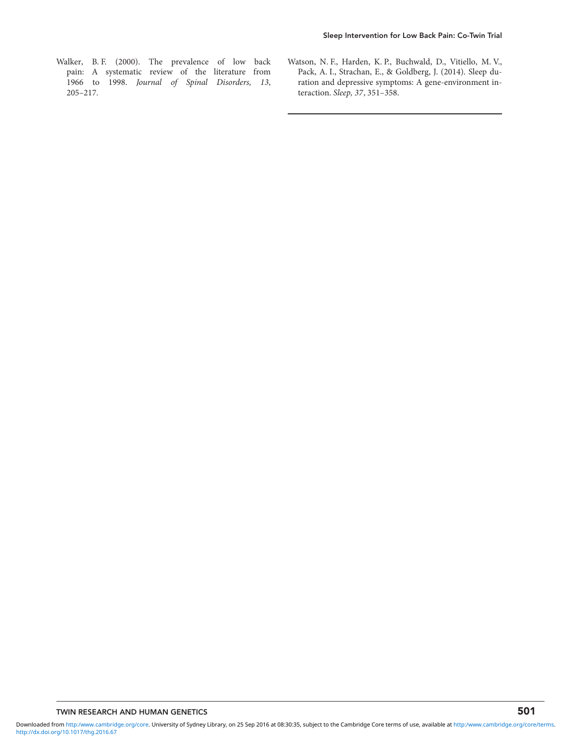Walker, B. F. (2000). The prevalence of low back pain: A systematic review of the literature from 1966 to 1998. *Journal of Spinal Disorders, 13*, 205–217.

Watson, N. F., Harden, K. P., Buchwald, D., Vitiello, M. V., Pack, A. I., Strachan, E., & Goldberg, J. (2014). Sleep duration and depressive symptoms: A gene-environment interaction. *Sleep, 37*, 351–358.